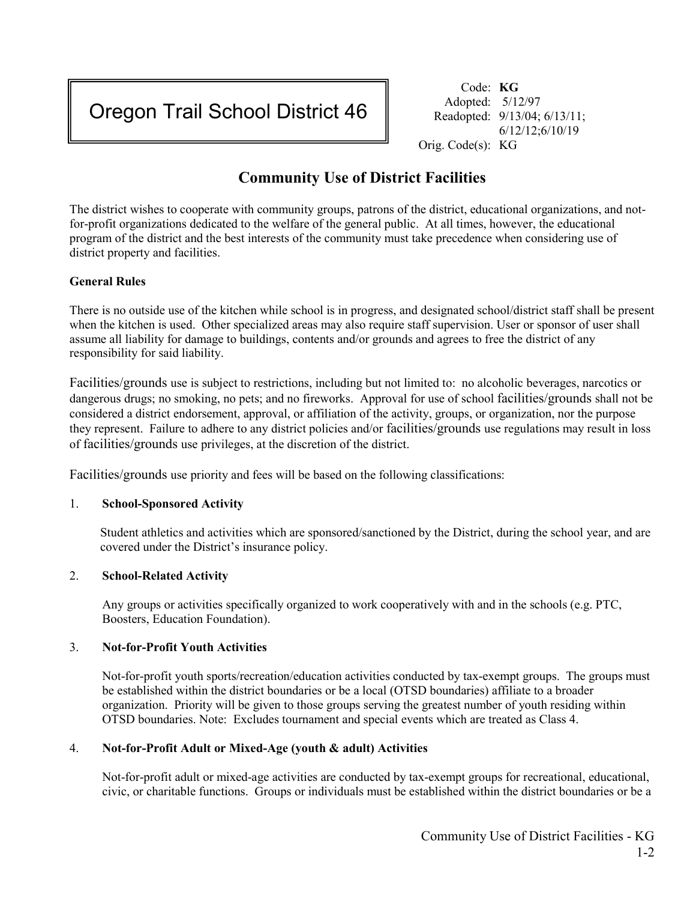# Oregon Trail School District 46

Code: **KG**
Adopted: 5/12/97
Readopted: 9/13/04; 6/13/11; 6/12/12;6/10/19
Orig. Code(s): KG

## Community Use of District Facilities

The district wishes to cooperate with community groups, patrons of the district, educational organizations, and not-for-profit organizations dedicated to the welfare of the general public. At all times, however, the educational program of the district and the best interests of the community must take precedence when considering use of district property and facilities.

**General Rules**

There is no outside use of the kitchen while school is in progress, and designated school/district staff shall be present when the kitchen is used. Other specialized areas may also require staff supervision. User or sponsor of user shall assume all liability for damage to buildings, contents and/or grounds and agrees to free the district of any responsibility for said liability.

Facilities/grounds use is subject to restrictions, including but not limited to: no alcoholic beverages, narcotics or dangerous drugs; no smoking, no pets; and no fireworks. Approval for use of school facilities/grounds shall not be considered a district endorsement, approval, or affiliation of the activity, groups, or organization, nor the purpose they represent. Failure to adhere to any district policies and/or facilities/grounds use regulations may result in loss of facilities/grounds use privileges, at the discretion of the district.

Facilities/grounds use priority and fees will be based on the following classifications:

1. **School-Sponsored Activity**

   Student athletics and activities which are sponsored/sanctioned by the District, during the school year, and are covered under the District's insurance policy.

2. **School-Related Activity**

   Any groups or activities specifically organized to work cooperatively with and in the schools (e.g. PTC, Boosters, Education Foundation).

3. **Not-for-Profit Youth Activities**

   Not-for-profit youth sports/recreation/education activities conducted by tax-exempt groups. The groups must be established within the district boundaries or be a local (OTSD boundaries) affiliate to a broader organization. Priority will be given to those groups serving the greatest number of youth residing within OTSD boundaries. Note: Excludes tournament and special events which are treated as Class 4.

4. **Not-for-Profit Adult or Mixed-Age (youth & adult) Activities**

   Not-for-profit adult or mixed-age activities are conducted by tax-exempt groups for recreational, educational, civic, or charitable functions. Groups or individuals must be established within the district boundaries or be a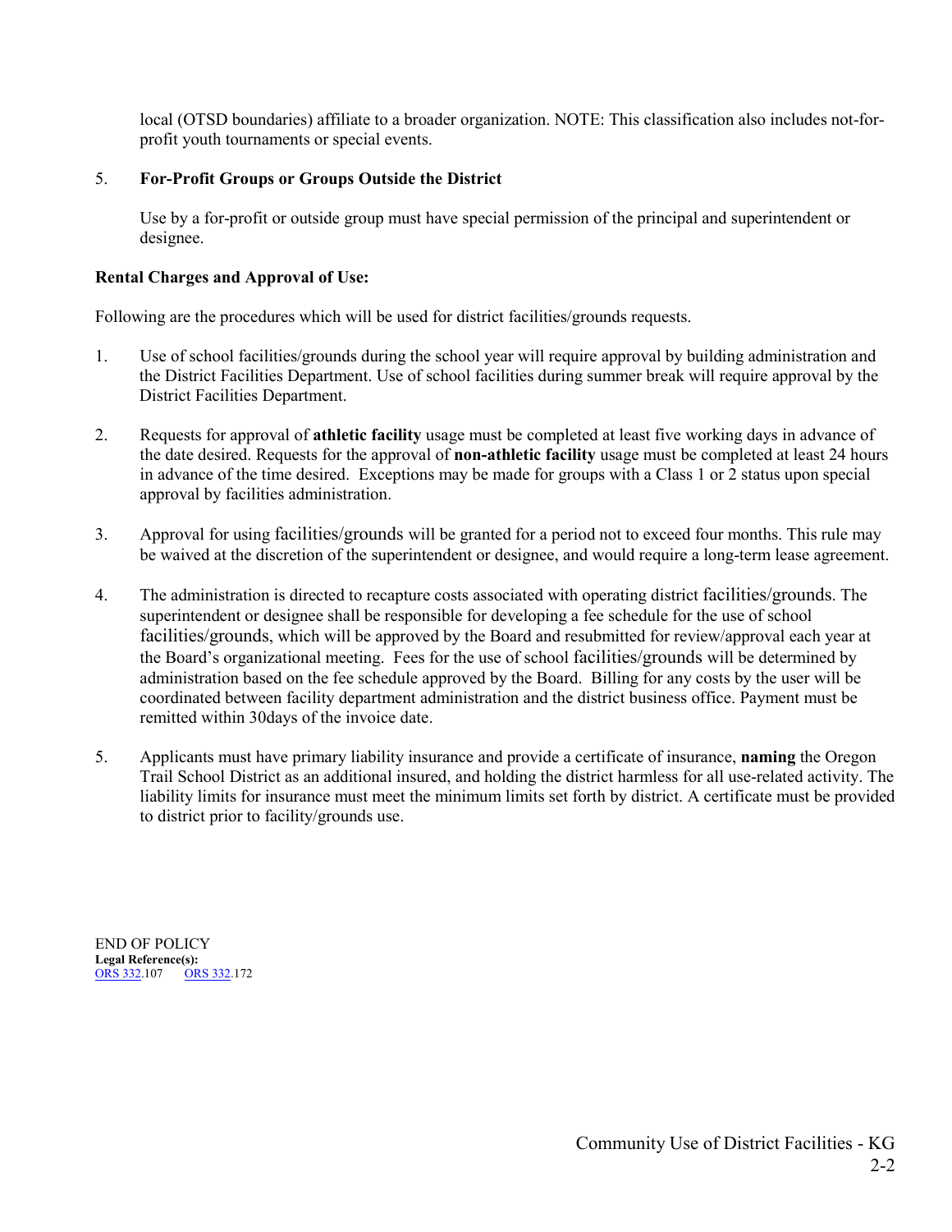local (OTSD boundaries) affiliate to a broader organization. NOTE: This classification also includes not-for-profit youth tournaments or special events.

5. **For-Profit Groups or Groups Outside the District**

   Use by a for-profit or outside group must have special permission of the principal and superintendent or designee.

**Rental Charges and Approval of Use:**

Following are the procedures which will be used for district facilities/grounds requests.

1. Use of school facilities/grounds during the school year will require approval by building administration and the District Facilities Department. Use of school facilities during summer break will require approval by the District Facilities Department.

2. Requests for approval of **athletic facility** usage must be completed at least five working days in advance of the date desired. Requests for the approval of **non-athletic facility** usage must be completed at least 24 hours in advance of the time desired. Exceptions may be made for groups with a Class 1 or 2 status upon special approval by facilities administration.

3. Approval for using facilities/grounds will be granted for a period not to exceed four months. This rule may be waived at the discretion of the superintendent or designee, and would require a long-term lease agreement.

4. The administration is directed to recapture costs associated with operating district facilities/grounds. The superintendent or designee shall be responsible for developing a fee schedule for the use of school facilities/grounds, which will be approved by the Board and resubmitted for review/approval each year at the Board's organizational meeting. Fees for the use of school facilities/grounds will be determined by administration based on the fee schedule approved by the Board. Billing for any costs by the user will be coordinated between facility department administration and the district business office. Payment must be remitted within 30days of the invoice date.

5. Applicants must have primary liability insurance and provide a certificate of insurance, **naming** the Oregon Trail School District as an additional insured, and holding the district harmless for all use-related activity. The liability limits for insurance must meet the minimum limits set forth by district. A certificate must be provided to district prior to facility/grounds use.

END OF POLICY

**Legal Reference(s):**

ORS 332.107 ORS 332.172